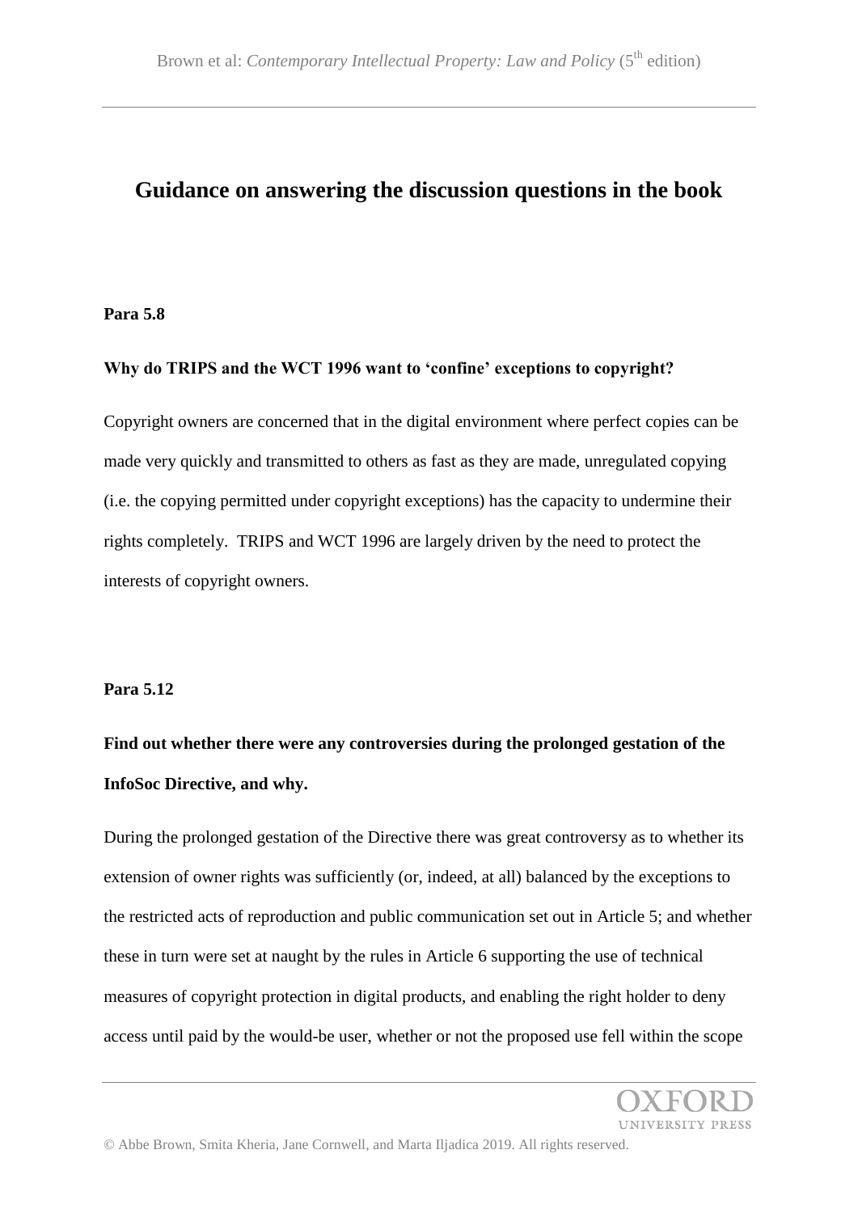# Guidance on answering the discussion questions in the book

**Para 5.8**

**Why do TRIPS and the WCT 1996 want to 'confine' exceptions to copyright?**

Copyright owners are concerned that in the digital environment where perfect copies can be made very quickly and transmitted to others as fast as they are made, unregulated copying (i.e. the copying permitted under copyright exceptions) has the capacity to undermine their rights completely. TRIPS and WCT 1996 are largely driven by the need to protect the interests of copyright owners.

**Para 5.12**

**Find out whether there were any controversies during the prolonged gestation of the InfoSoc Directive, and why.**

During the prolonged gestation of the Directive there was great controversy as to whether its extension of owner rights was sufficiently (or, indeed, at all) balanced by the exceptions to the restricted acts of reproduction and public communication set out in Article 5; and whether these in turn were set at naught by the rules in Article 6 supporting the use of technical measures of copyright protection in digital products, and enabling the right holder to deny access until paid by the would-be user, whether or not the proposed use fell within the scope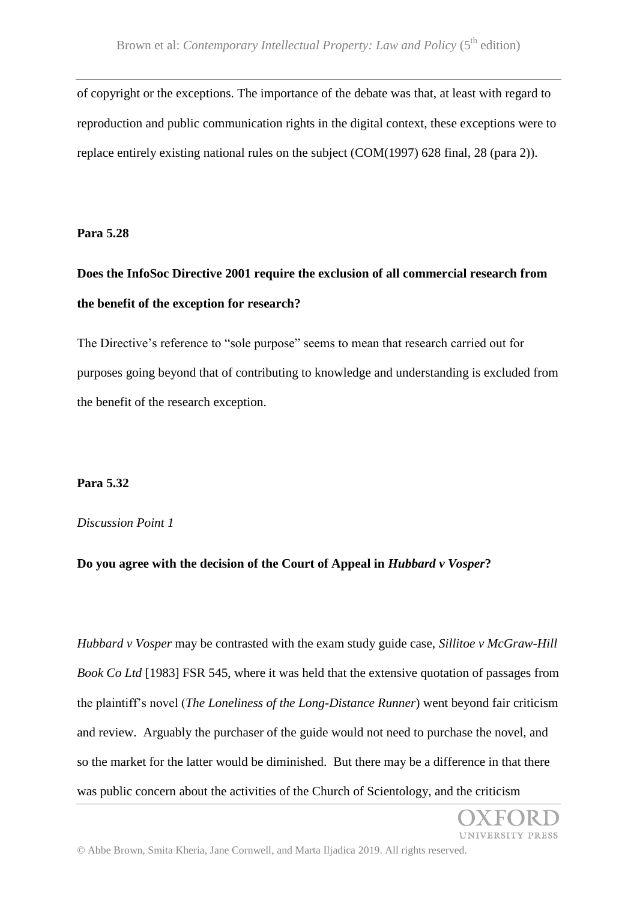of copyright or the exceptions. The importance of the debate was that, at least with regard to reproduction and public communication rights in the digital context, these exceptions were to replace entirely existing national rules on the subject (COM(1997) 628 final, 28 (para 2)).

**Para 5.28**

**Does the InfoSoc Directive 2001 require the exclusion of all commercial research from the benefit of the exception for research?**

The Directive's reference to "sole purpose" seems to mean that research carried out for purposes going beyond that of contributing to knowledge and understanding is excluded from the benefit of the research exception.

**Para 5.32**

*Discussion Point 1*

**Do you agree with the decision of the Court of Appeal in *Hubbard v Vosper*?**

*Hubbard v Vosper* may be contrasted with the exam study guide case, *Sillitoe v McGraw-Hill Book Co Ltd* [1983] FSR 545, where it was held that the extensive quotation of passages from the plaintiff's novel (*The Loneliness of the Long-Distance Runner*) went beyond fair criticism and review. Arguably the purchaser of the guide would not need to purchase the novel, and so the market for the latter would be diminished. But there may be a difference in that there was public concern about the activities of the Church of Scientology, and the criticism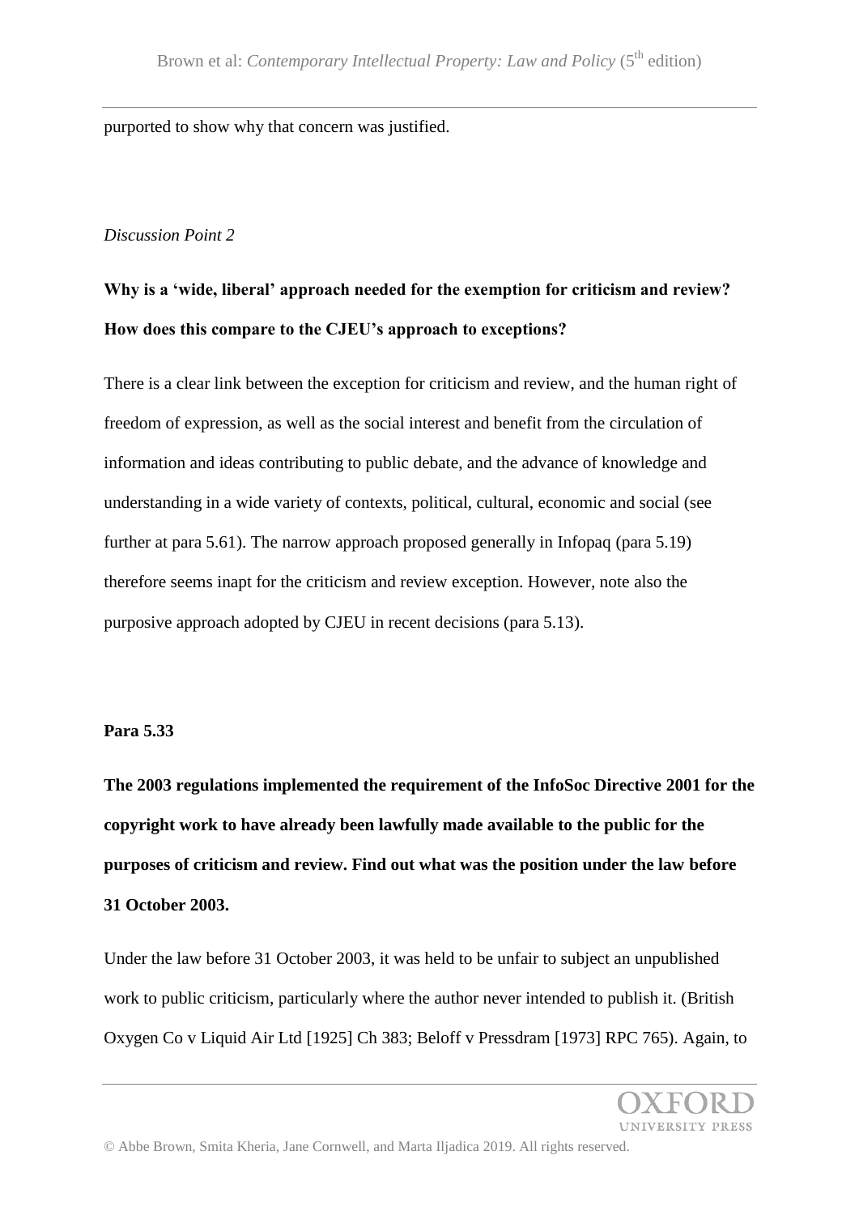purported to show why that concern was justified.

*Discussion Point 2*

**Why is a 'wide, liberal' approach needed for the exemption for criticism and review? How does this compare to the CJEU's approach to exceptions?**

There is a clear link between the exception for criticism and review, and the human right of freedom of expression, as well as the social interest and benefit from the circulation of information and ideas contributing to public debate, and the advance of knowledge and understanding in a wide variety of contexts, political, cultural, economic and social (see further at para 5.61). The narrow approach proposed generally in Infopaq (para 5.19) therefore seems inapt for the criticism and review exception. However, note also the purposive approach adopted by CJEU in recent decisions (para 5.13).

**Para 5.33**

**The 2003 regulations implemented the requirement of the InfoSoc Directive 2001 for the copyright work to have already been lawfully made available to the public for the purposes of criticism and review. Find out what was the position under the law before 31 October 2003.**

Under the law before 31 October 2003, it was held to be unfair to subject an unpublished work to public criticism, particularly where the author never intended to publish it. (British Oxygen Co v Liquid Air Ltd [1925] Ch 383; Beloff v Pressdram [1973] RPC 765). Again, to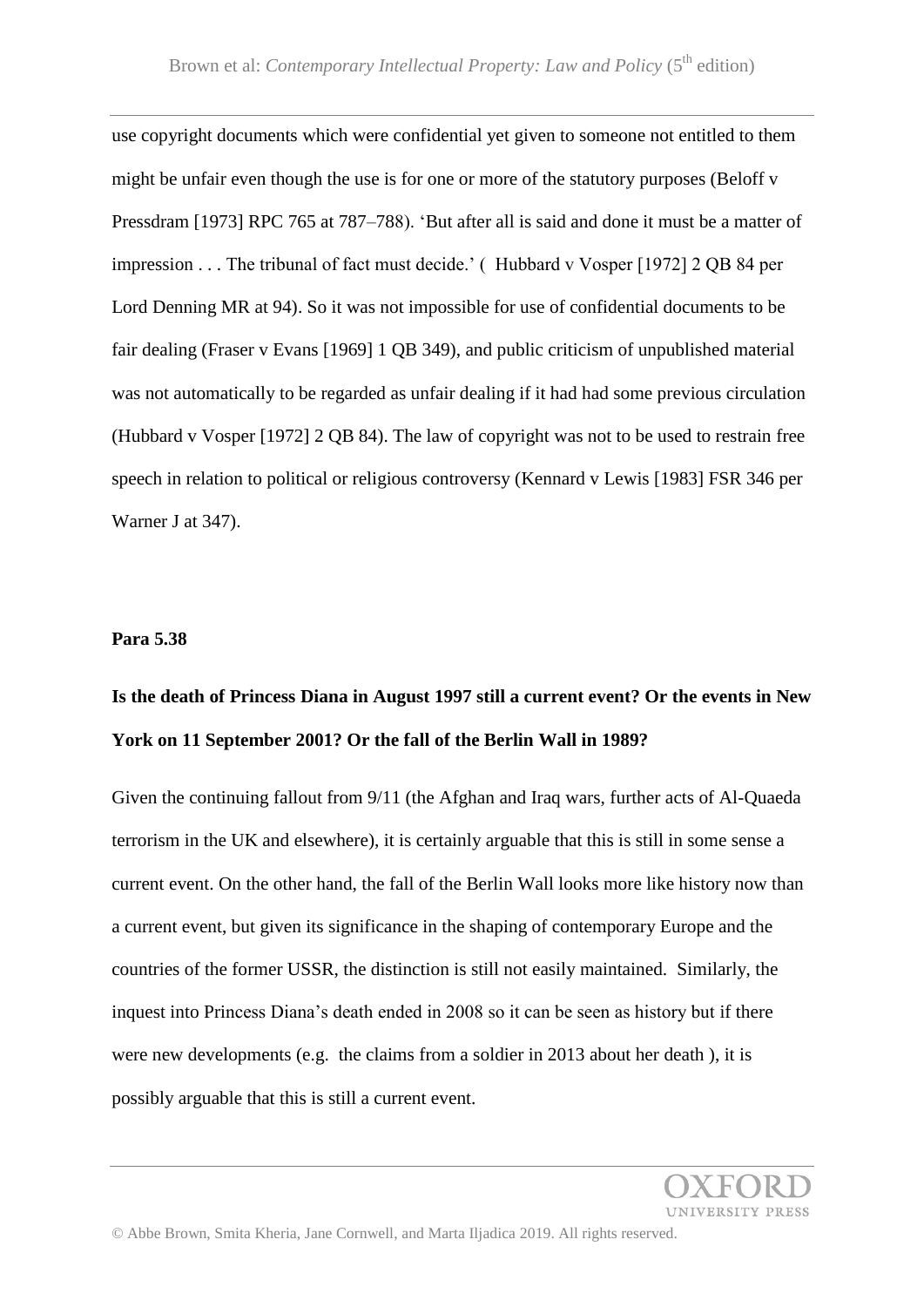use copyright documents which were confidential yet given to someone not entitled to them might be unfair even though the use is for one or more of the statutory purposes (Beloff v Pressdram [1973] RPC 765 at 787–788). 'But after all is said and done it must be a matter of impression . . . The tribunal of fact must decide.' ( Hubbard v Vosper [1972] 2 QB 84 per Lord Denning MR at 94). So it was not impossible for use of confidential documents to be fair dealing (Fraser v Evans [1969] 1 QB 349), and public criticism of unpublished material was not automatically to be regarded as unfair dealing if it had had some previous circulation (Hubbard v Vosper [1972] 2 QB 84). The law of copyright was not to be used to restrain free speech in relation to political or religious controversy (Kennard v Lewis [1983] FSR 346 per Warner J at 347).

**Para 5.38**

**Is the death of Princess Diana in August 1997 still a current event? Or the events in New York on 11 September 2001? Or the fall of the Berlin Wall in 1989?**

Given the continuing fallout from 9/11 (the Afghan and Iraq wars, further acts of Al-Quaeda terrorism in the UK and elsewhere), it is certainly arguable that this is still in some sense a current event. On the other hand, the fall of the Berlin Wall looks more like history now than a current event, but given its significance in the shaping of contemporary Europe and the countries of the former USSR, the distinction is still not easily maintained. Similarly, the inquest into Princess Diana's death ended in 2008 so it can be seen as history but if there were new developments (e.g. the claims from a soldier in 2013 about her death ), it is possibly arguable that this is still a current event.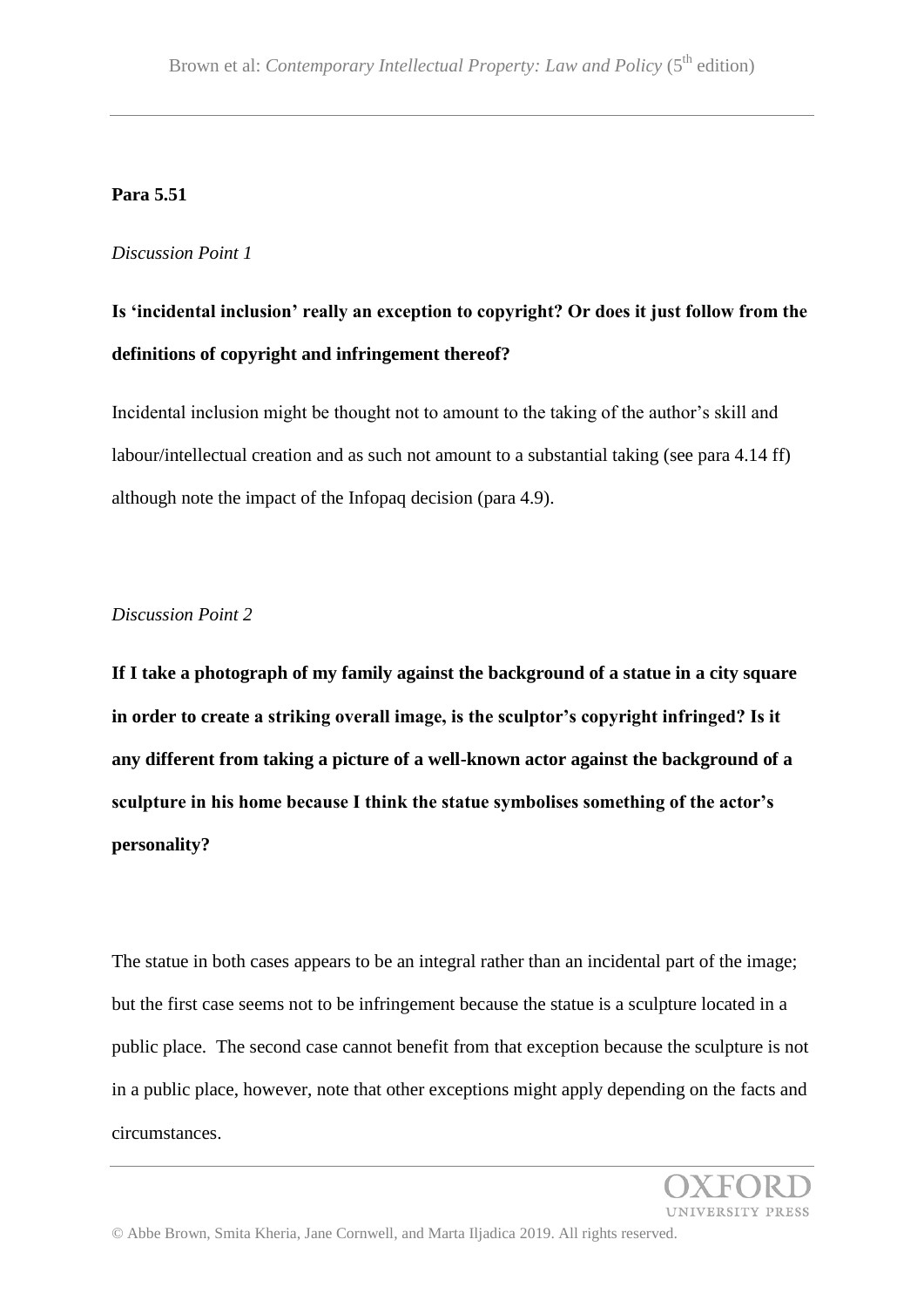**Para 5.51**

*Discussion Point 1*

**Is 'incidental inclusion' really an exception to copyright? Or does it just follow from the definitions of copyright and infringement thereof?**

Incidental inclusion might be thought not to amount to the taking of the author's skill and labour/intellectual creation and as such not amount to a substantial taking (see para 4.14 ff) although note the impact of the Infopaq decision (para 4.9).

*Discussion Point 2*

**If I take a photograph of my family against the background of a statue in a city square in order to create a striking overall image, is the sculptor's copyright infringed? Is it any different from taking a picture of a well-known actor against the background of a sculpture in his home because I think the statue symbolises something of the actor's personality?**

The statue in both cases appears to be an integral rather than an incidental part of the image; but the first case seems not to be infringement because the statue is a sculpture located in a public place. The second case cannot benefit from that exception because the sculpture is not in a public place, however, note that other exceptions might apply depending on the facts and circumstances.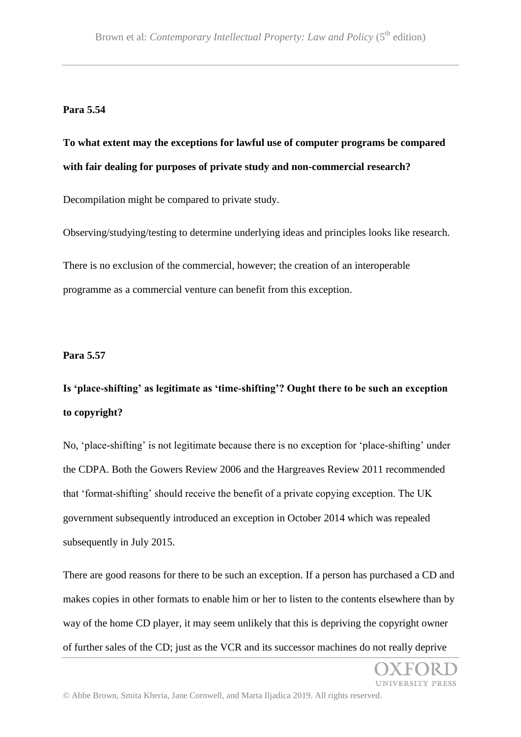**Para 5.54**

**To what extent may the exceptions for lawful use of computer programs be compared with fair dealing for purposes of private study and non-commercial research?**

Decompilation might be compared to private study.

Observing/studying/testing to determine underlying ideas and principles looks like research.

There is no exclusion of the commercial, however; the creation of an interoperable programme as a commercial venture can benefit from this exception.

**Para 5.57**

**Is 'place-shifting' as legitimate as 'time-shifting'? Ought there to be such an exception to copyright?**

No, 'place-shifting' is not legitimate because there is no exception for 'place-shifting' under the CDPA. Both the Gowers Review 2006 and the Hargreaves Review 2011 recommended that 'format-shifting' should receive the benefit of a private copying exception. The UK government subsequently introduced an exception in October 2014 which was repealed subsequently in July 2015.

There are good reasons for there to be such an exception. If a person has purchased a CD and makes copies in other formats to enable him or her to listen to the contents elsewhere than by way of the home CD player, it may seem unlikely that this is depriving the copyright owner of further sales of the CD; just as the VCR and its successor machines do not really deprive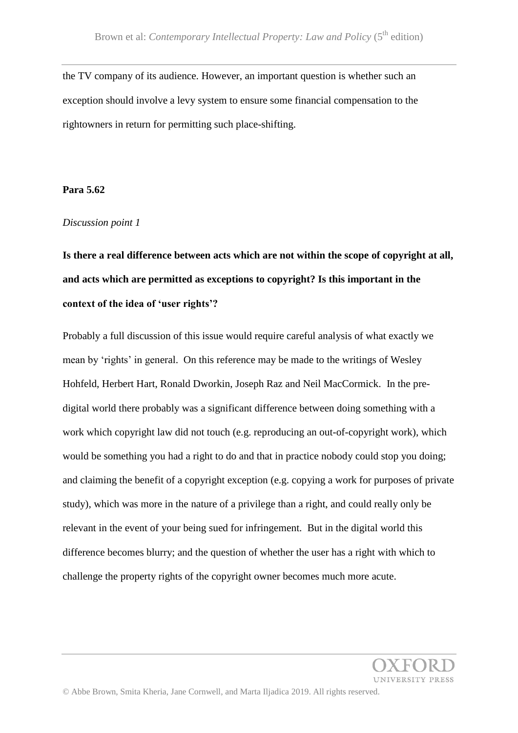the TV company of its audience. However, an important question is whether such an exception should involve a levy system to ensure some financial compensation to the rightowners in return for permitting such place-shifting.

**Para 5.62**

*Discussion point 1*

**Is there a real difference between acts which are not within the scope of copyright at all, and acts which are permitted as exceptions to copyright? Is this important in the context of the idea of 'user rights'?**

Probably a full discussion of this issue would require careful analysis of what exactly we mean by 'rights' in general. On this reference may be made to the writings of Wesley Hohfeld, Herbert Hart, Ronald Dworkin, Joseph Raz and Neil MacCormick. In the pre-digital world there probably was a significant difference between doing something with a work which copyright law did not touch (e.g. reproducing an out-of-copyright work), which would be something you had a right to do and that in practice nobody could stop you doing; and claiming the benefit of a copyright exception (e.g. copying a work for purposes of private study), which was more in the nature of a privilege than a right, and could really only be relevant in the event of your being sued for infringement. But in the digital world this difference becomes blurry; and the question of whether the user has a right with which to challenge the property rights of the copyright owner becomes much more acute.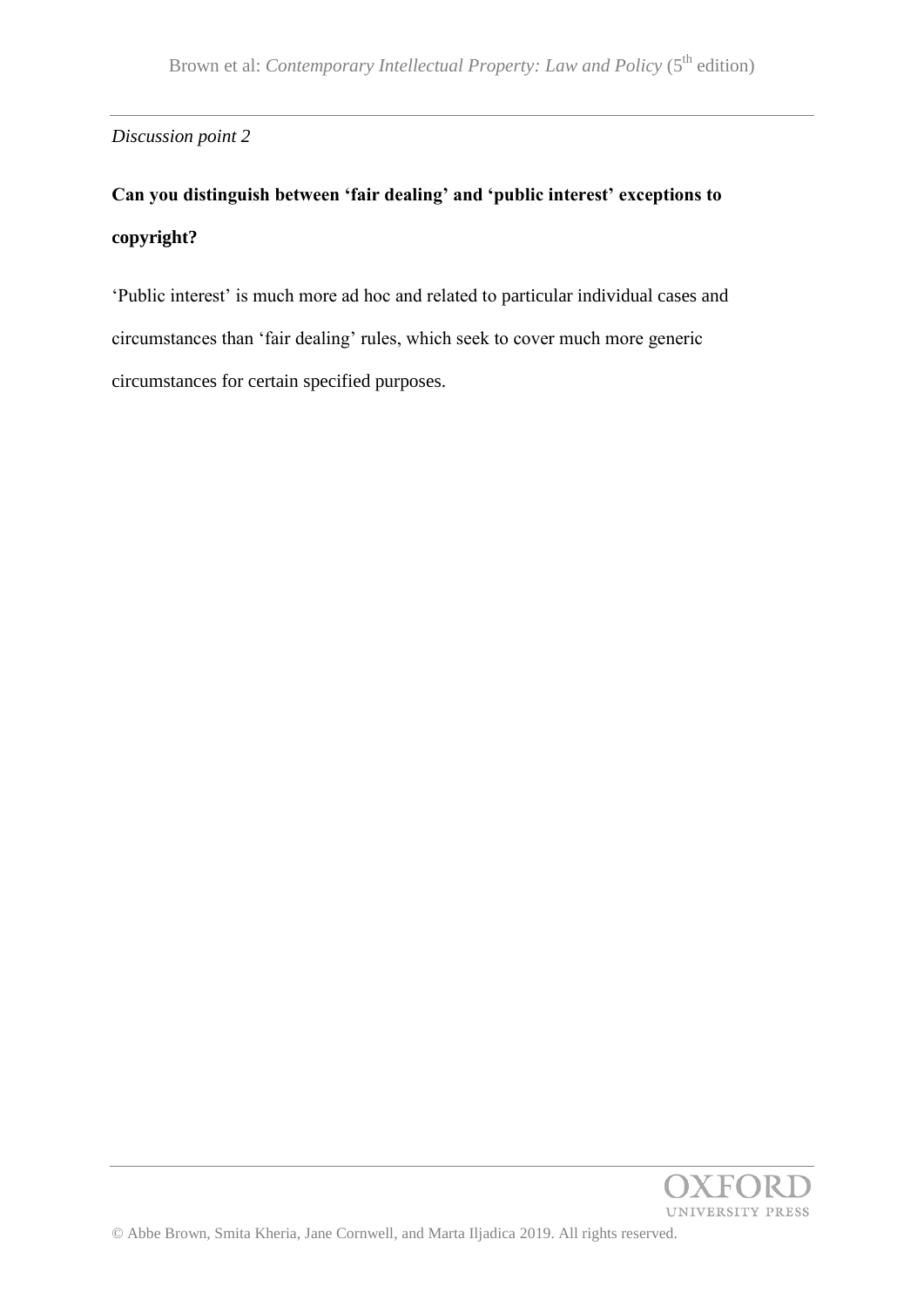*Discussion point 2*

**Can you distinguish between 'fair dealing' and 'public interest' exceptions to copyright?**

'Public interest' is much more ad hoc and related to particular individual cases and circumstances than 'fair dealing' rules, which seek to cover much more generic circumstances for certain specified purposes.